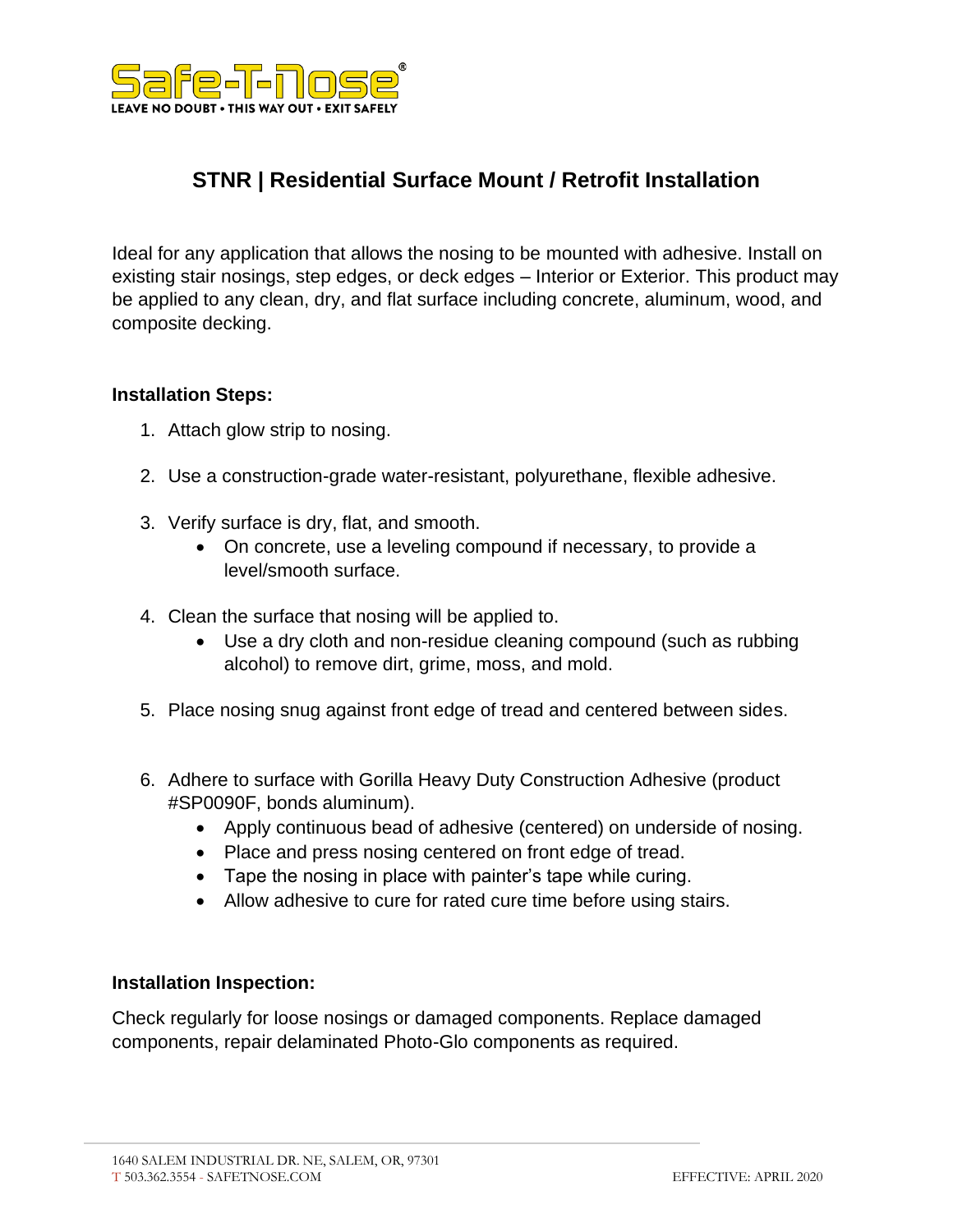Safe-T-Nose®

LEAVE NO DOUBT • THIS WAY OUT • EXIT SAFELY

# STNR | Residential Surface Mount / Retrofit Installation

Ideal for any application that allows the nosing to be mounted with adhesive. Install on existing stair nosings, step edges, or deck edges – Interior or Exterior. This product may be applied to any clean, dry, and flat surface including concrete, aluminum, wood, and composite decking.

**Installation Steps:**

1. Attach glow strip to nosing.
2. Use a construction-grade water-resistant, polyurethane, flexible adhesive.
3. Verify surface is dry, flat, and smooth.
   - On concrete, use a leveling compound if necessary, to provide a level/smooth surface.
4. Clean the surface that nosing will be applied to.
   - Use a dry cloth and non-residue cleaning compound (such as rubbing alcohol) to remove dirt, grime, moss, and mold.
5. Place nosing snug against front edge of tread and centered between sides.
6. Adhere to surface with Gorilla Heavy Duty Construction Adhesive (product #SP0090F, bonds aluminum).
   - Apply continuous bead of adhesive (centered) on underside of nosing.
   - Place and press nosing centered on front edge of tread.
   - Tape the nosing in place with painter's tape while curing.
   - Allow adhesive to cure for rated cure time before using stairs.

**Installation Inspection:**

Check regularly for loose nosings or damaged components. Replace damaged components, repair delaminated Photo-Glo components as required.

1640 SALEM INDUSTRIAL DR. NE, SALEM, OR, 97301
T 503.362.3554 - SAFETNOSE.COM

EFFECTIVE: APRIL 2020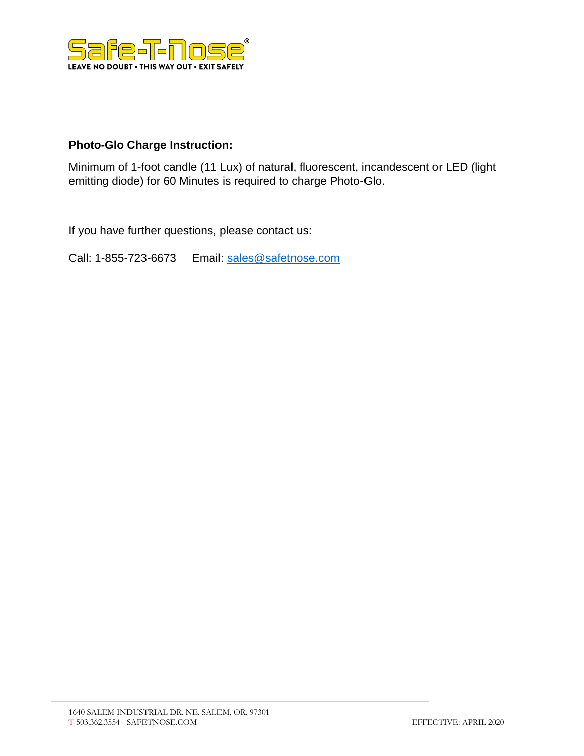**Photo-Glo Charge Instruction:**

Minimum of 1-foot candle (11 Lux) of natural, fluorescent, incandescent or LED (light emitting diode) for 60 Minutes is required to charge Photo-Glo.

If you have further questions, please contact us:

Call: 1-855-723-6673     Email: sales@safetnose.com